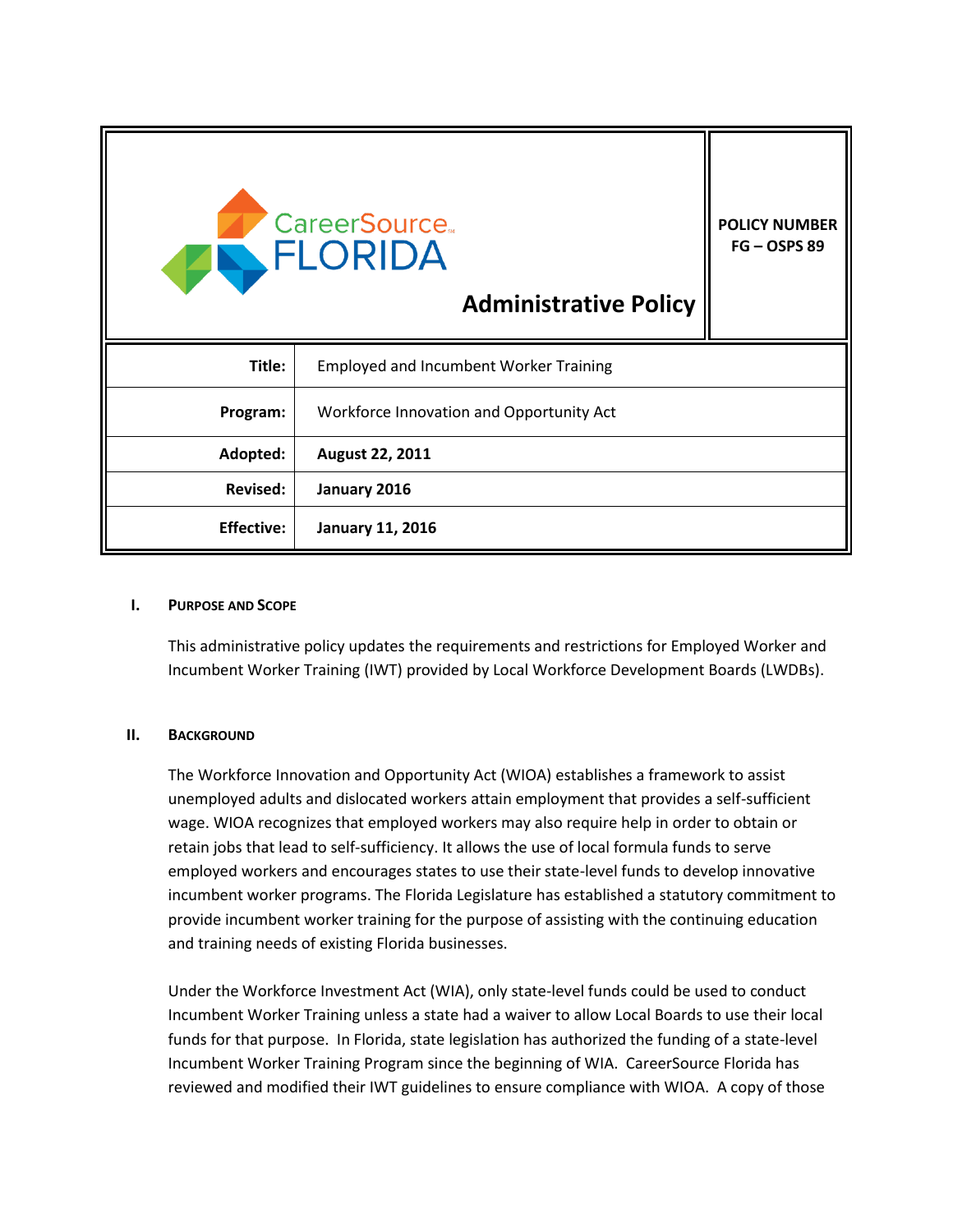| CareerSource FLORIDA Administrative Policy | POLICY NUMBER FG – OSPS 89 |
|---|---|
| **Title:** | Employed and Incumbent Worker Training |
| **Program:** | Workforce Innovation and Opportunity Act |
| **Adopted:** | **August 22, 2011** |
| **Revised:** | **January 2016** |
| **Effective:** | **January 11, 2016** |

## I. PURPOSE AND SCOPE

This administrative policy updates the requirements and restrictions for Employed Worker and Incumbent Worker Training (IWT) provided by Local Workforce Development Boards (LWDBs).

## II. BACKGROUND

The Workforce Innovation and Opportunity Act (WIOA) establishes a framework to assist unemployed adults and dislocated workers attain employment that provides a self-sufficient wage. WIOA recognizes that employed workers may also require help in order to obtain or retain jobs that lead to self-sufficiency. It allows the use of local formula funds to serve employed workers and encourages states to use their state-level funds to develop innovative incumbent worker programs. The Florida Legislature has established a statutory commitment to provide incumbent worker training for the purpose of assisting with the continuing education and training needs of existing Florida businesses.

Under the Workforce Investment Act (WIA), only state-level funds could be used to conduct Incumbent Worker Training unless a state had a waiver to allow Local Boards to use their local funds for that purpose. In Florida, state legislation has authorized the funding of a state-level Incumbent Worker Training Program since the beginning of WIA. CareerSource Florida has reviewed and modified their IWT guidelines to ensure compliance with WIOA. A copy of those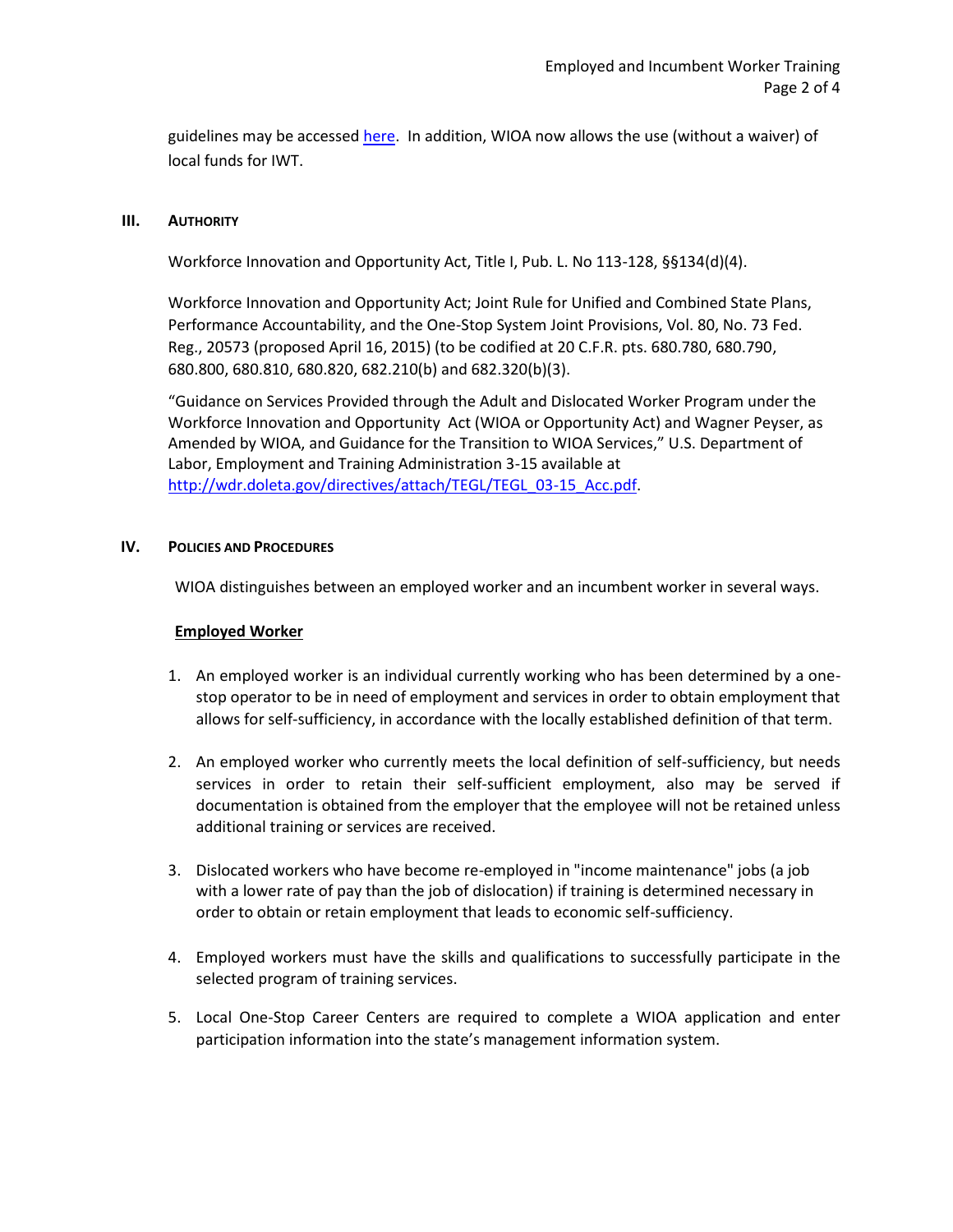guidelines may be accessed [here](). In addition, WIOA now allows the use (without a waiver) of local funds for IWT.

## III. Authority

Workforce Innovation and Opportunity Act, Title I, Pub. L. No 113-128, §§134(d)(4).

Workforce Innovation and Opportunity Act; Joint Rule for Unified and Combined State Plans, Performance Accountability, and the One-Stop System Joint Provisions, Vol. 80, No. 73 Fed. Reg., 20573 (proposed April 16, 2015) (to be codified at 20 C.F.R. pts. 680.780, 680.790, 680.800, 680.810, 680.820, 682.210(b) and 682.320(b)(3).

"Guidance on Services Provided through the Adult and Dislocated Worker Program under the Workforce Innovation and Opportunity Act (WIOA or Opportunity Act) and Wagner Peyser, as Amended by WIOA, and Guidance for the Transition to WIOA Services," U.S. Department of Labor, Employment and Training Administration 3-15 available at http://wdr.doleta.gov/directives/attach/TEGL/TEGL_03-15_Acc.pdf.

## IV. Policies and Procedures

WIOA distinguishes between an employed worker and an incumbent worker in several ways.

**Employed Worker**

1. An employed worker is an individual currently working who has been determined by a one-stop operator to be in need of employment and services in order to obtain employment that allows for self-sufficiency, in accordance with the locally established definition of that term.

2. An employed worker who currently meets the local definition of self-sufficiency, but needs services in order to retain their self-sufficient employment, also may be served if documentation is obtained from the employer that the employee will not be retained unless additional training or services are received.

3. Dislocated workers who have become re-employed in "income maintenance" jobs (a job with a lower rate of pay than the job of dislocation) if training is determined necessary in order to obtain or retain employment that leads to economic self-sufficiency.

4. Employed workers must have the skills and qualifications to successfully participate in the selected program of training services.

5. Local One-Stop Career Centers are required to complete a WIOA application and enter participation information into the state's management information system.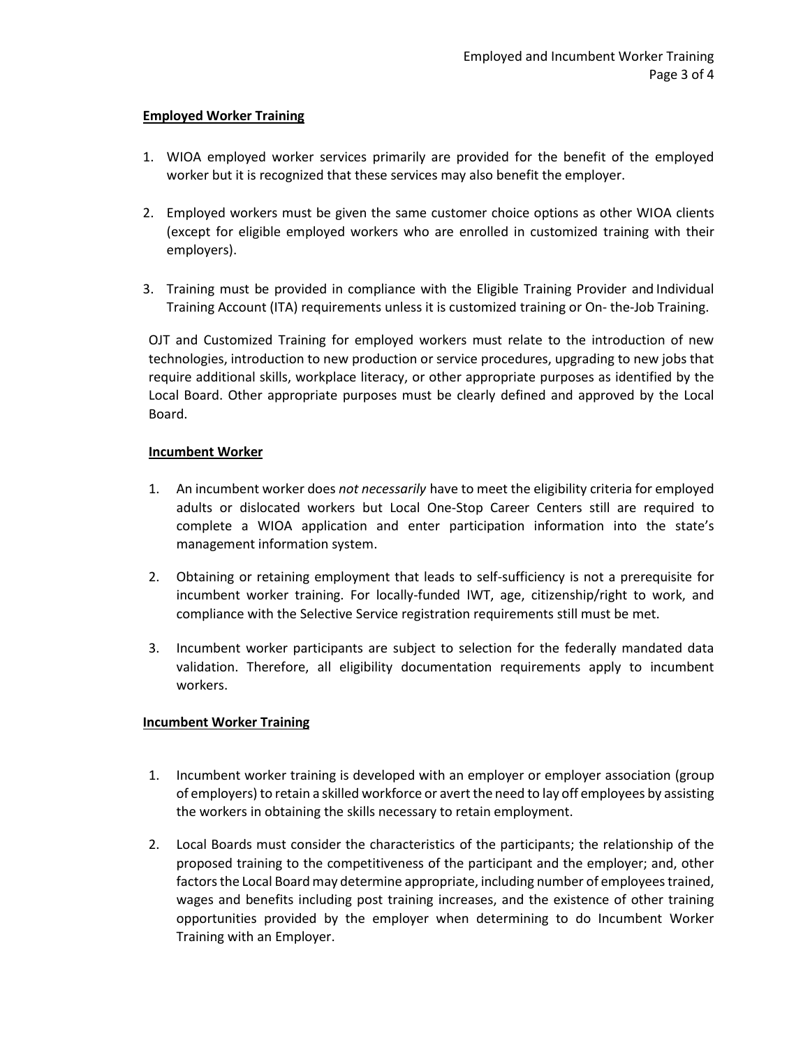**Employed Worker Training**

1. WIOA employed worker services primarily are provided for the benefit of the employed worker but it is recognized that these services may also benefit the employer.

2. Employed workers must be given the same customer choice options as other WIOA clients (except for eligible employed workers who are enrolled in customized training with their employers).

3. Training must be provided in compliance with the Eligible Training Provider and Individual Training Account (ITA) requirements unless it is customized training or On- the-Job Training.

OJT and Customized Training for employed workers must relate to the introduction of new technologies, introduction to new production or service procedures, upgrading to new jobs that require additional skills, workplace literacy, or other appropriate purposes as identified by the Local Board. Other appropriate purposes must be clearly defined and approved by the Local Board.

**Incumbent Worker**

1. An incumbent worker does *not necessarily* have to meet the eligibility criteria for employed adults or dislocated workers but Local One-Stop Career Centers still are required to complete a WIOA application and enter participation information into the state's management information system.

2. Obtaining or retaining employment that leads to self-sufficiency is not a prerequisite for incumbent worker training. For locally-funded IWT, age, citizenship/right to work, and compliance with the Selective Service registration requirements still must be met.

3. Incumbent worker participants are subject to selection for the federally mandated data validation. Therefore, all eligibility documentation requirements apply to incumbent workers.

**Incumbent Worker Training**

1. Incumbent worker training is developed with an employer or employer association (group of employers) to retain a skilled workforce or avert the need to lay off employees by assisting the workers in obtaining the skills necessary to retain employment.

2. Local Boards must consider the characteristics of the participants; the relationship of the proposed training to the competitiveness of the participant and the employer; and, other factors the Local Board may determine appropriate, including number of employees trained, wages and benefits including post training increases, and the existence of other training opportunities provided by the employer when determining to do Incumbent Worker Training with an Employer.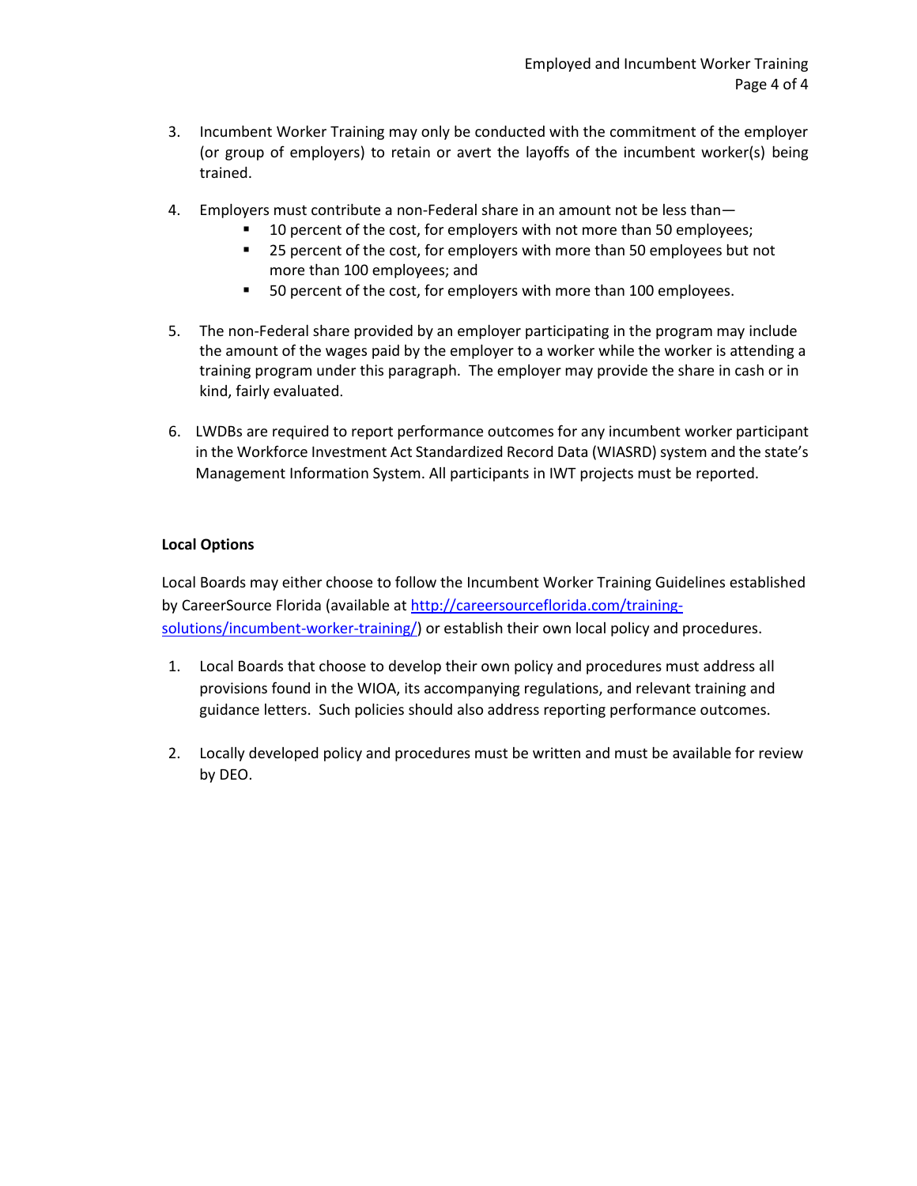3. Incumbent Worker Training may only be conducted with the commitment of the employer (or group of employers) to retain or avert the layoffs of the incumbent worker(s) being trained.

4. Employers must contribute a non-Federal share in an amount not be less than—
   - 10 percent of the cost, for employers with not more than 50 employees;
   - 25 percent of the cost, for employers with more than 50 employees but not more than 100 employees; and
   - 50 percent of the cost, for employers with more than 100 employees.

5. The non-Federal share provided by an employer participating in the program may include the amount of the wages paid by the employer to a worker while the worker is attending a training program under this paragraph. The employer may provide the share in cash or in kind, fairly evaluated.

6. LWDBs are required to report performance outcomes for any incumbent worker participant in the Workforce Investment Act Standardized Record Data (WIASRD) system and the state's Management Information System. All participants in IWT projects must be reported.

**Local Options**

Local Boards may either choose to follow the Incumbent Worker Training Guidelines established by CareerSource Florida (available at [http://careersourceflorida.com/training-solutions/incumbent-worker-training/](http://careersourceflorida.com/training-solutions/incumbent-worker-training/)) or establish their own local policy and procedures.

1. Local Boards that choose to develop their own policy and procedures must address all provisions found in the WIOA, its accompanying regulations, and relevant training and guidance letters. Such policies should also address reporting performance outcomes.

2. Locally developed policy and procedures must be written and must be available for review by DEO.